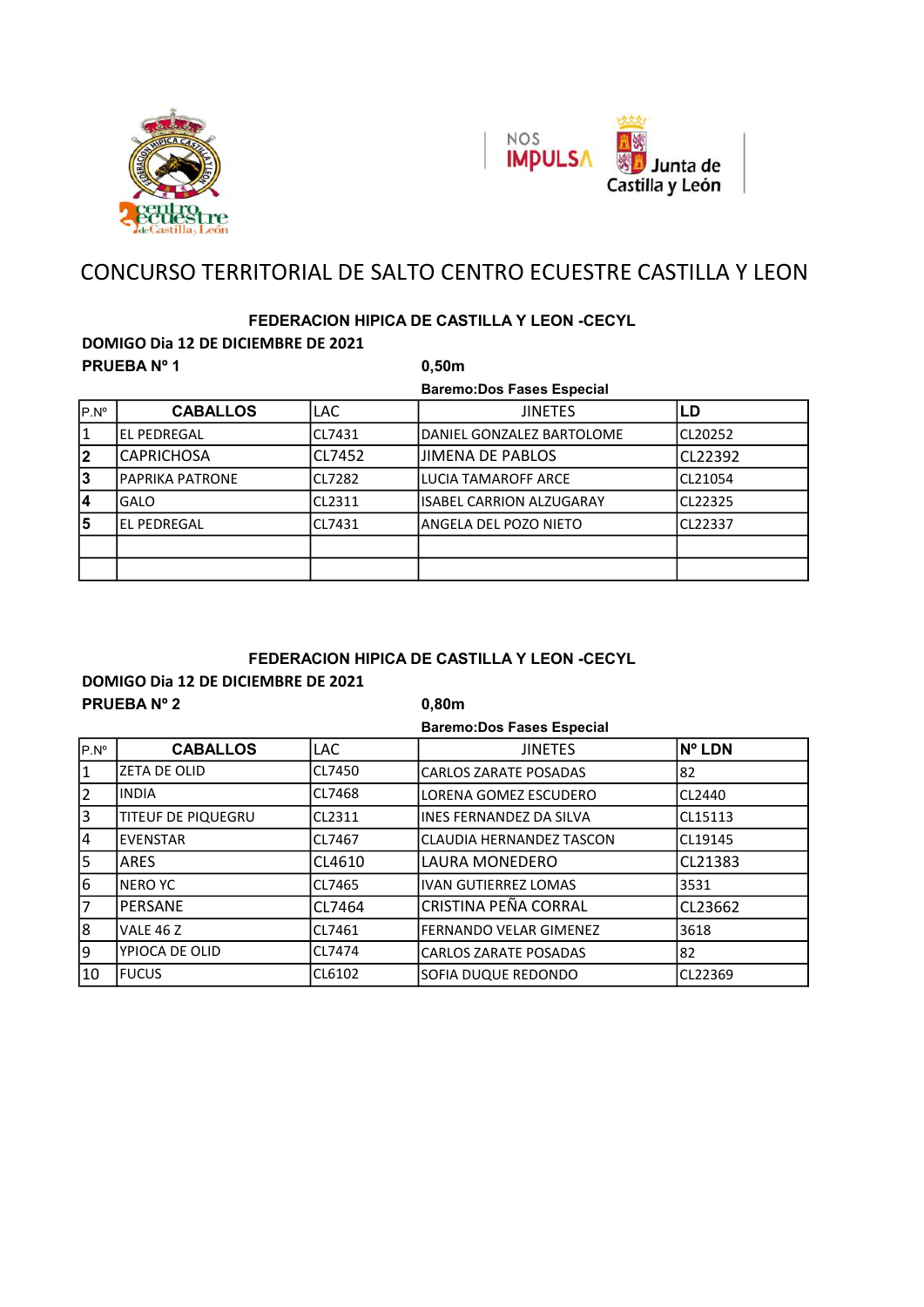# CONCURSO TERRITORIAL DE SALTO CENTRO ECUESTRE CASTILLA Y LEON

### FEDERACION HIPICA DE CASTILLA Y LEON -CECYL

**DOMIGO Dia 12 DE DICIEMBRE DE 2021**

**PRUEBA Nº 1** **0,50m**

**Baremo:Dos Fases Especial**

| P.Nº | CABALLOS | LAC | JINETES | LD |
|---|---|---|---|---|
| 1 | EL PEDREGAL | CL7431 | DANIEL GONZALEZ BARTOLOME | CL20252 |
| 2 | CAPRICHOSA | CL7452 | JIMENA DE PABLOS | CL22392 |
| 3 | PAPRIKA PATRONE | CL7282 | LUCIA TAMAROFF ARCE | CL21054 |
| 4 | GALO | CL2311 | ISABEL CARRION ALZUGARAY | CL22325 |
| 5 | EL PEDREGAL | CL7431 | ANGELA DEL POZO NIETO | CL22337 |
| | | | | |
| | | | | |

### FEDERACION HIPICA DE CASTILLA Y LEON -CECYL

**DOMIGO Dia 12 DE DICIEMBRE DE 2021**

**PRUEBA Nº 2** **0,80m**

**Baremo:Dos Fases Especial**

| P.Nº | CABALLOS | LAC | JINETES | Nº LDN |
|---|---|---|---|---|
| 1 | ZETA DE OLID | CL7450 | CARLOS ZARATE POSADAS | 82 |
| 2 | INDIA | CL7468 | LORENA GOMEZ ESCUDERO | CL2440 |
| 3 | TITEUF DE PIQUEGRU | CL2311 | INES FERNANDEZ DA SILVA | CL15113 |
| 4 | EVENSTAR | CL7467 | CLAUDIA HERNANDEZ TASCON | CL19145 |
| 5 | ARES | CL4610 | LAURA MONEDERO | CL21383 |
| 6 | NERO YC | CL7465 | IVAN GUTIERREZ LOMAS | 3531 |
| 7 | PERSANE | CL7464 | CRISTINA PEÑA CORRAL | CL23662 |
| 8 | VALE 46 Z | CL7461 | FERNANDO VELAR GIMENEZ | 3618 |
| 9 | YPIOCA DE OLID | CL7474 | CARLOS ZARATE POSADAS | 82 |
| 10 | FUCUS | CL6102 | SOFIA DUQUE REDONDO | CL22369 |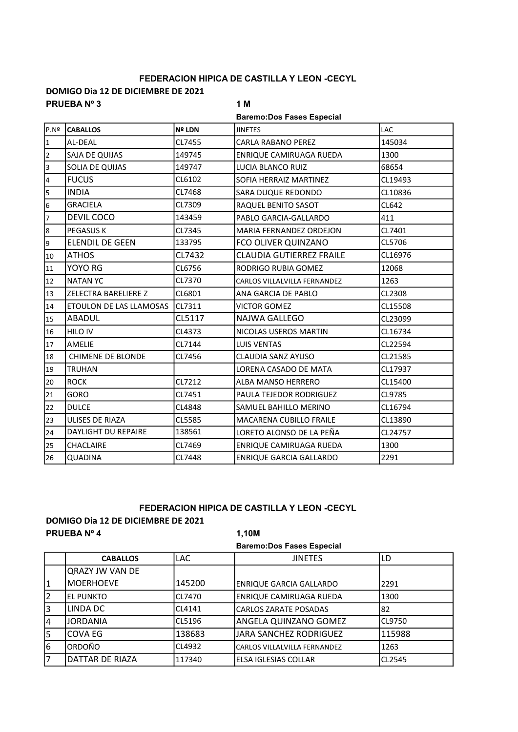**FEDERACION HIPICA DE CASTILLA Y LEON -CECYL**

**DOMIGO Dia 12 DE DICIEMBRE DE 2021**

**PRUEBA Nº 3** **1 M**

**Baremo:Dos Fases Especial**

| P.Nº | CABALLOS | Nº LDN | JINETES | LAC |
|---|---|---|---|---|
| 1 | AL-DEAL | CL7455 | CARLA RABANO PEREZ | 145034 |
| 2 | SAJA DE QUIJAS | 149745 | ENRIQUE CAMIRUAGA RUEDA | 1300 |
| 3 | SOLIA DE QUIJAS | 149747 | LUCIA BLANCO RUIZ | 68654 |
| 4 | FUCUS | CL6102 | SOFIA HERRAIZ MARTINEZ | CL19493 |
| 5 | INDIA | CL7468 | SARA DUQUE REDONDO | CL10836 |
| 6 | GRACIELA | CL7309 | RAQUEL BENITO SASOT | CL642 |
| 7 | DEVIL COCO | 143459 | PABLO GARCIA-GALLARDO | 411 |
| 8 | PEGASUS K | CL7345 | MARIA FERNANDEZ ORDEJON | CL7401 |
| 9 | ELENDIL DE GEEN | 133795 | FCO OLIVER QUINZANO | CL5706 |
| 10 | ATHOS | CL7432 | CLAUDIA GUTIERREZ FRAILE | CL16976 |
| 11 | YOYO RG | CL6756 | RODRIGO RUBIA GOMEZ | 12068 |
| 12 | NATAN YC | CL7370 | CARLOS VILLALVILLA FERNANDEZ | 1263 |
| 13 | ZELECTRA BARELIERE Z | CL6801 | ANA GARCIA DE PABLO | CL2308 |
| 14 | ETOULON DE LAS LLAMOSAS | CL7311 | VICTOR GOMEZ | CL15508 |
| 15 | ABADUL | CL5117 | NAJWA GALLEGO | CL23099 |
| 16 | HILO IV | CL4373 | NICOLAS USEROS MARTIN | CL16734 |
| 17 | AMELIE | CL7144 | LUIS VENTAS | CL22594 |
| 18 | CHIMENE DE BLONDE | CL7456 | CLAUDIA SANZ AYUSO | CL21585 |
| 19 | TRUHAN | | LORENA CASADO DE MATA | CL17937 |
| 20 | ROCK | CL7212 | ALBA MANSO HERRERO | CL15400 |
| 21 | GORO | CL7451 | PAULA TEJEDOR RODRIGUEZ | CL9785 |
| 22 | DULCE | CL4848 | SAMUEL BAHILLO MERINO | CL16794 |
| 23 | ULISES DE RIAZA | CL5585 | MACARENA CUBILLO FRAILE | CL13890 |
| 24 | DAYLIGHT DU REPAIRE | 138561 | LORETO ALONSO DE LA PEÑA | CL24757 |
| 25 | CHACLAIRE | CL7469 | ENRIQUE CAMIRUAGA RUEDA | 1300 |
| 26 | QUADINA | CL7448 | ENRIQUE GARCIA GALLARDO | 2291 |

**FEDERACION HIPICA DE CASTILLA Y LEON -CECYL**

**DOMIGO Dia 12 DE DICIEMBRE DE 2021**

**PRUEBA Nº 4** **1,10M**

**Baremo:Dos Fases Especial**

| | CABALLOS | LAC | JINETES | LD |
|---|---|---|---|---|
| 1 | QRAZY JW VAN DE MOERHOEVE | 145200 | ENRIQUE GARCIA GALLARDO | 2291 |
| 2 | EL PUNKTO | CL7470 | ENRIQUE CAMIRUAGA RUEDA | 1300 |
| 3 | LINDA DC | CL4141 | CARLOS ZARATE POSADAS | 82 |
| 4 | JORDANIA | CL5196 | ANGELA QUINZANO GOMEZ | CL9750 |
| 5 | COVA EG | 138683 | JARA SANCHEZ RODRIGUEZ | 115988 |
| 6 | ORDOÑO | CL4932 | CARLOS VILLALVILLA FERNANDEZ | 1263 |
| 7 | DATTAR DE RIAZA | 117340 | ELSA IGLESIAS COLLAR | CL2545 |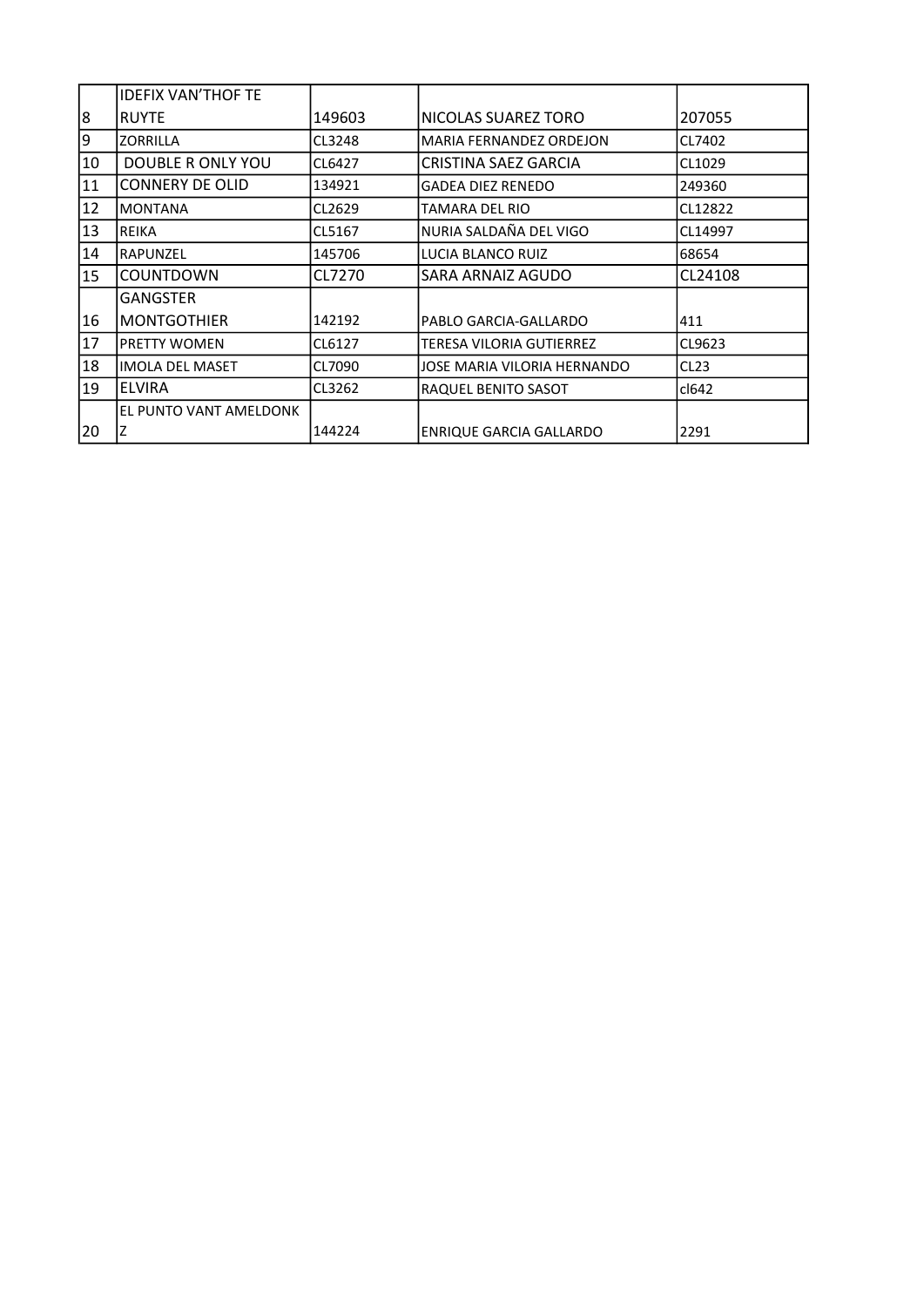| | | | | |
|---|---|---|---|---|
| 8 | IDEFIX VAN'THOF TE RUYTE | 149603 | NICOLAS SUAREZ TORO | 207055 |
| 9 | ZORRILLA | CL3248 | MARIA FERNANDEZ ORDEJON | CL7402 |
| 10 | DOUBLE R ONLY YOU | CL6427 | CRISTINA SAEZ GARCIA | CL1029 |
| 11 | CONNERY DE OLID | 134921 | GADEA DIEZ RENEDO | 249360 |
| 12 | MONTANA | CL2629 | TAMARA DEL RIO | CL12822 |
| 13 | REIKA | CL5167 | NURIA SALDAÑA DEL VIGO | CL14997 |
| 14 | RAPUNZEL | 145706 | LUCIA BLANCO RUIZ | 68654 |
| 15 | COUNTDOWN | CL7270 | SARA ARNAIZ AGUDO | CL24108 |
| 16 | GANGSTER MONTGOTHIER | 142192 | PABLO GARCIA-GALLARDO | 411 |
| 17 | PRETTY WOMEN | CL6127 | TERESA VILORIA GUTIERREZ | CL9623 |
| 18 | IMOLA DEL MASET | CL7090 | JOSE MARIA VILORIA HERNANDO | CL23 |
| 19 | ELVIRA | CL3262 | RAQUEL BENITO SASOT | cl642 |
| 20 | EL PUNTO VANT AMELDONK Z | 144224 | ENRIQUE GARCIA GALLARDO | 2291 |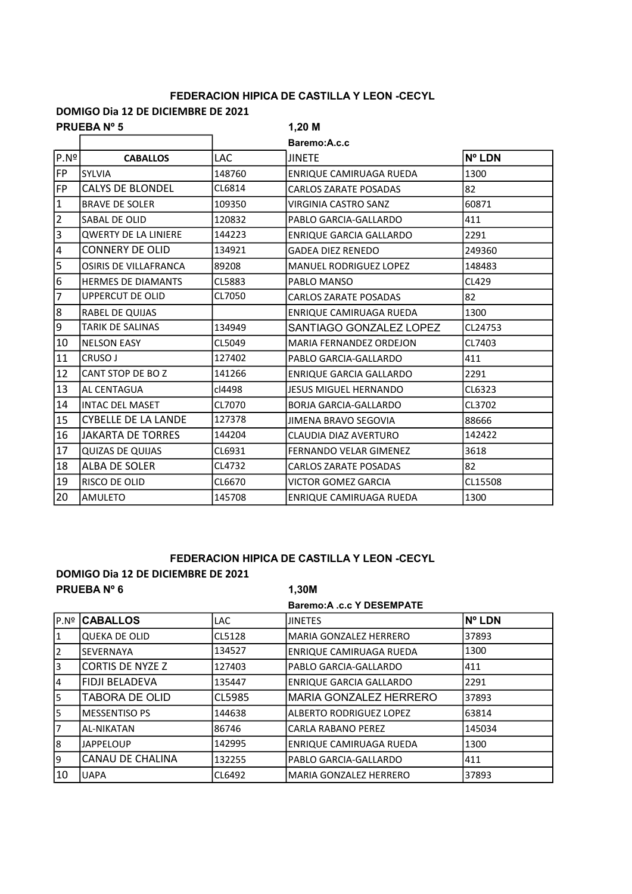**FEDERACION HIPICA DE CASTILLA Y LEON -CECYL**

**DOMIGO Dia 12 DE DICIEMBRE DE 2021**

**PRUEBA Nº 5** **1,20 M**

**Baremo:A.c.c**

| P.Nº | CABALLOS | LAC | JINETE | Nº LDN |
|---|---|---|---|---|
| FP | SYLVIA | 148760 | ENRIQUE CAMIRUAGA RUEDA | 1300 |
| FP | CALYS DE BLONDEL | CL6814 | CARLOS ZARATE POSADAS | 82 |
| 1 | BRAVE DE SOLER | 109350 | VIRGINIA CASTRO SANZ | 60871 |
| 2 | SABAL DE OLID | 120832 | PABLO GARCIA-GALLARDO | 411 |
| 3 | QWERTY DE LA LINIERE | 144223 | ENRIQUE GARCIA GALLARDO | 2291 |
| 4 | CONNERY DE OLID | 134921 | GADEA DIEZ RENEDO | 249360 |
| 5 | OSIRIS DE VILLAFRANCA | 89208 | MANUEL RODRIGUEZ LOPEZ | 148483 |
| 6 | HERMES DE DIAMANTS | CL5883 | PABLO MANSO | CL429 |
| 7 | UPPERCUT DE OLID | CL7050 | CARLOS ZARATE POSADAS | 82 |
| 8 | RABEL DE QUIJAS | | ENRIQUE CAMIRUAGA RUEDA | 1300 |
| 9 | TARIK DE SALINAS | 134949 | SANTIAGO GONZALEZ LOPEZ | CL24753 |
| 10 | NELSON EASY | CL5049 | MARIA FERNANDEZ ORDEJON | CL7403 |
| 11 | CRUSO J | 127402 | PABLO GARCIA-GALLARDO | 411 |
| 12 | CANT STOP DE BO Z | 141266 | ENRIQUE GARCIA GALLARDO | 2291 |
| 13 | AL CENTAGUA | cl4498 | JESUS MIGUEL HERNANDO | CL6323 |
| 14 | INTAC DEL MASET | CL7070 | BORJA GARCIA-GALLARDO | CL3702 |
| 15 | CYBELLE DE LA LANDE | 127378 | JIMENA BRAVO SEGOVIA | 88666 |
| 16 | JAKARTA DE TORRES | 144204 | CLAUDIA DIAZ AVERTURO | 142422 |
| 17 | QUIZAS DE QUIJAS | CL6931 | FERNANDO VELAR GIMENEZ | 3618 |
| 18 | ALBA DE SOLER | CL4732 | CARLOS ZARATE POSADAS | 82 |
| 19 | RISCO DE OLID | CL6670 | VICTOR GOMEZ GARCIA | CL15508 |
| 20 | AMULETO | 145708 | ENRIQUE CAMIRUAGA RUEDA | 1300 |

**FEDERACION HIPICA DE CASTILLA Y LEON -CECYL**

**DOMIGO Dia 12 DE DICIEMBRE DE 2021**

**PRUEBA Nº 6** **1,30M**

**Baremo:A .c.c Y DESEMPATE**

| P.Nº | CABALLOS | LAC | JINETES | Nº LDN |
|---|---|---|---|---|
| 1 | QUEKA DE OLID | CL5128 | MARIA GONZALEZ HERRERO | 37893 |
| 2 | SEVERNAYA | 134527 | ENRIQUE CAMIRUAGA RUEDA | 1300 |
| 3 | CORTIS DE NYZE Z | 127403 | PABLO GARCIA-GALLARDO | 411 |
| 4 | FIDJI BELADEVA | 135447 | ENRIQUE GARCIA GALLARDO | 2291 |
| 5 | TABORA DE OLID | CL5985 | MARIA GONZALEZ HERRERO | 37893 |
| 5 | MESSENTISO PS | 144638 | ALBERTO RODRIGUEZ LOPEZ | 63814 |
| 7 | AL-NIKATAN | 86746 | CARLA RABANO PEREZ | 145034 |
| 8 | JAPPELOUP | 142995 | ENRIQUE CAMIRUAGA RUEDA | 1300 |
| 9 | CANAU DE CHALINA | 132255 | PABLO GARCIA-GALLARDO | 411 |
| 10 | UAPA | CL6492 | MARIA GONZALEZ HERRERO | 37893 |